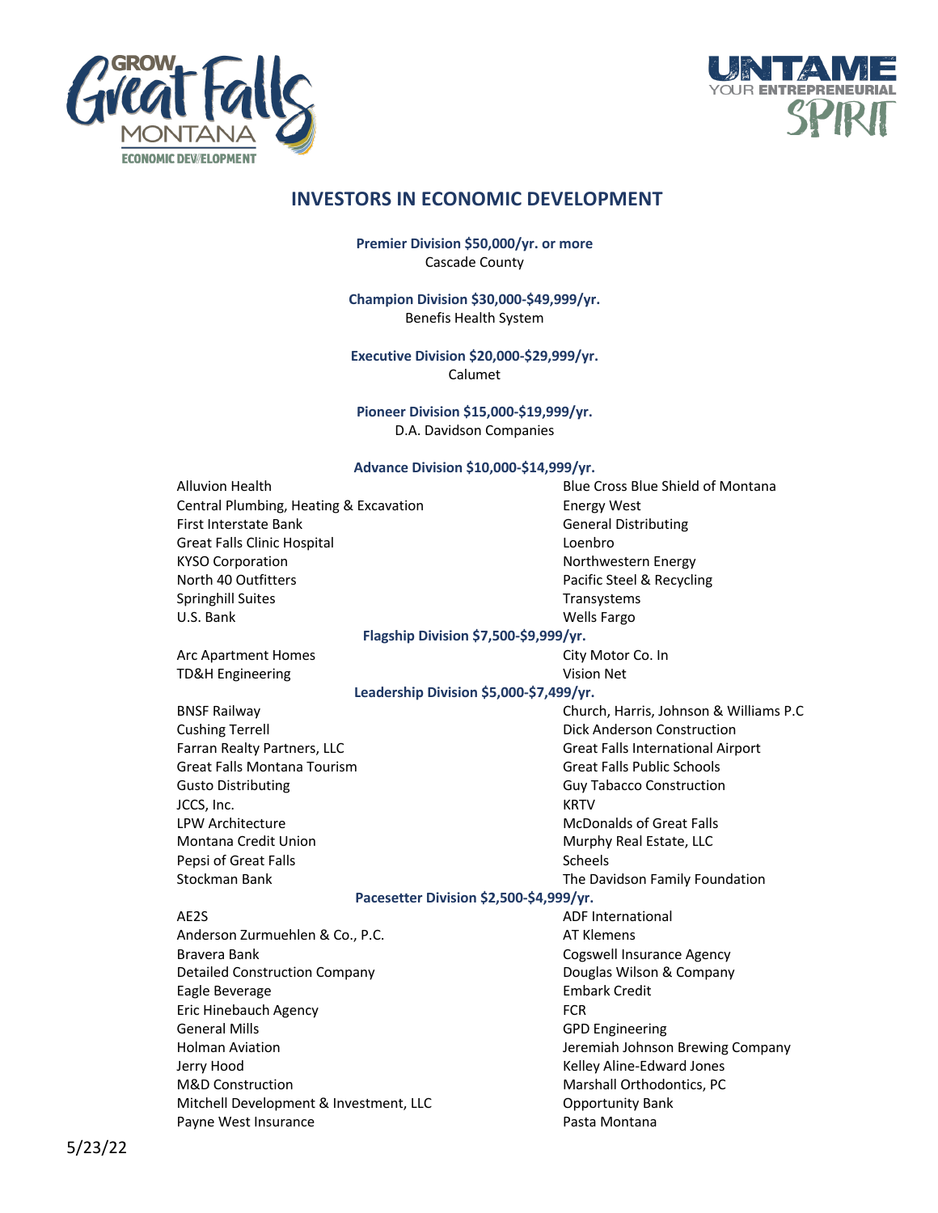GROW Great Falls MONTANA ECONOMIC DEVELOPMENT

UNTAME YOUR ENTREPRENEURIAL SPIRIT

# INVESTORS IN ECONOMIC DEVELOPMENT

**Premier Division $50,000/yr. or more**

Cascade County

**Champion Division $30,000-$49,999/yr.**

Benefis Health System

**Executive Division $20,000-$29,999/yr.**

Calumet

**Pioneer Division $15,000-$19,999/yr.**

D.A. Davidson Companies

**Advance Division $10,000-$14,999/yr.**

- Alluvion Health
- Blue Cross Blue Shield of Montana
- Central Plumbing, Heating & Excavation
- Energy West
- First Interstate Bank
- General Distributing
- Great Falls Clinic Hospital
- Loenbro
- KYSO Corporation
- Northwestern Energy
- North 40 Outfitters
- Pacific Steel & Recycling
- Springhill Suites
- Transystems
- U.S. Bank
- Wells Fargo

**Flagship Division $7,500-$9,999/yr.**

- Arc Apartment Homes
- City Motor Co. In
- TD&H Engineering
- Vision Net

**Leadership Division $5,000-$7,499/yr.**

- BNSF Railway
- Church, Harris, Johnson & Williams P.C
- Cushing Terrell
- Dick Anderson Construction
- Farran Realty Partners, LLC
- Great Falls International Airport
- Great Falls Montana Tourism
- Great Falls Public Schools
- Gusto Distributing
- Guy Tabacco Construction
- JCCS, Inc.
- KRTV
- LPW Architecture
- McDonalds of Great Falls
- Montana Credit Union
- Murphy Real Estate, LLC
- Pepsi of Great Falls
- Scheels
- Stockman Bank
- The Davidson Family Foundation

**Pacesetter Division $2,500-$4,999/yr.**

- AE2S
- ADF International
- Anderson Zurmuehlen & Co., P.C.
- AT Klemens
- Bravera Bank
- Cogswell Insurance Agency
- Detailed Construction Company
- Douglas Wilson & Company
- Eagle Beverage
- Embark Credit
- Eric Hinebauch Agency
- FCR
- General Mills
- GPD Engineering
- Holman Aviation
- Jeremiah Johnson Brewing Company
- Jerry Hood
- Kelley Aline-Edward Jones
- M&D Construction
- Marshall Orthodontics, PC
- Mitchell Development & Investment, LLC
- Opportunity Bank
- Payne West Insurance
- Pasta Montana

5/23/22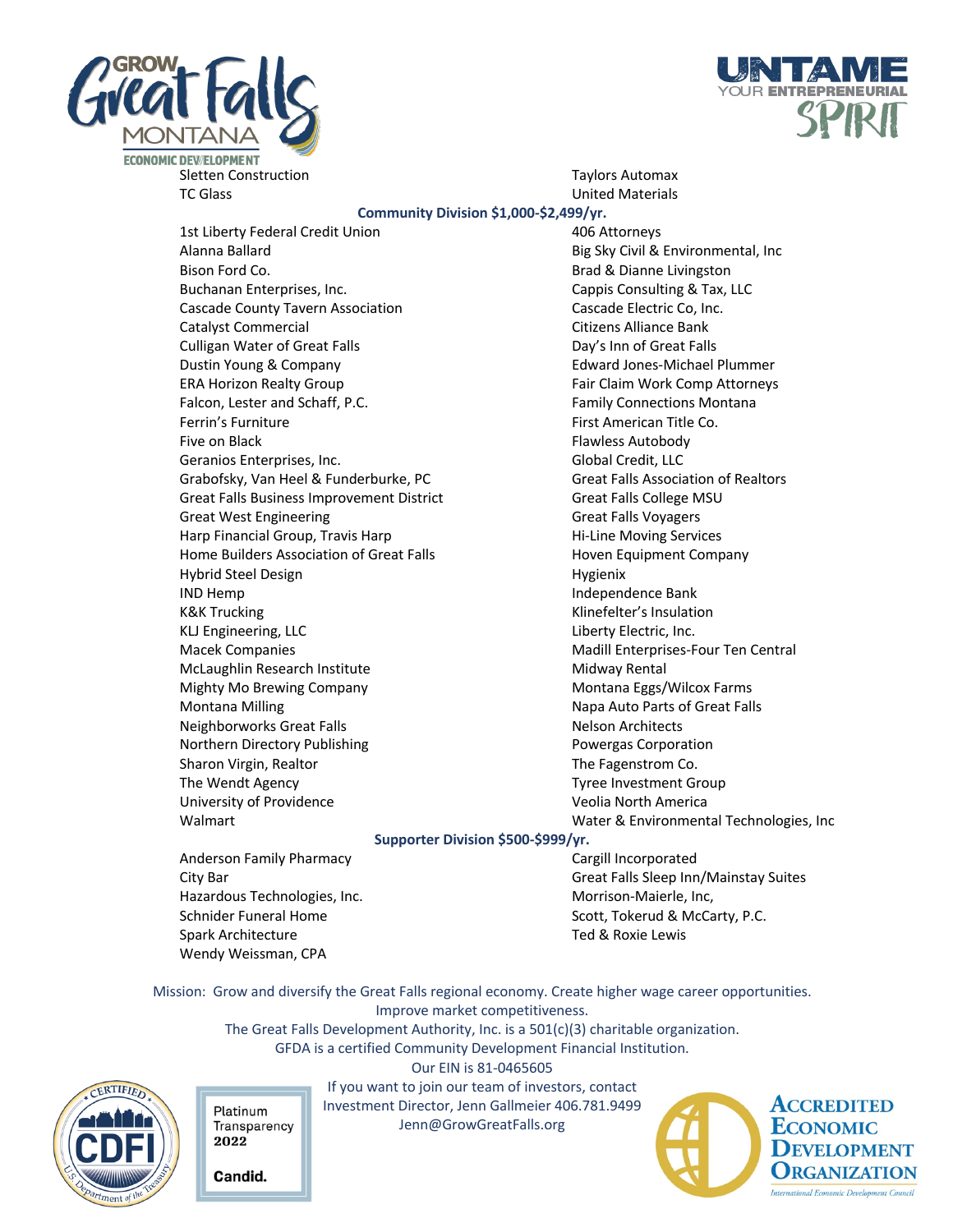Sletten Construction
TC Glass
Taylors Automax
United Materials

**Community Division $1,000-$2,499/yr.**

1st Liberty Federal Credit Union
Alanna Ballard
Bison Ford Co.
Buchanan Enterprises, Inc.
Cascade County Tavern Association
Catalyst Commercial
Culligan Water of Great Falls
Dustin Young & Company
ERA Horizon Realty Group
Falcon, Lester and Schaff, P.C.
Ferrin's Furniture
Five on Black
Geranios Enterprises, Inc.
Grabofsky, Van Heel & Funderburke, PC
Great Falls Business Improvement District
Great West Engineering
Harp Financial Group, Travis Harp
Home Builders Association of Great Falls
Hybrid Steel Design
IND Hemp
K&K Trucking
KLJ Engineering, LLC
Macek Companies
McLaughlin Research Institute
Mighty Mo Brewing Company
Montana Milling
Neighborworks Great Falls
Northern Directory Publishing
Sharon Virgin, Realtor
The Wendt Agency
University of Providence
Walmart
406 Attorneys
Big Sky Civil & Environmental, Inc
Brad & Dianne Livingston
Cappis Consulting & Tax, LLC
Cascade Electric Co, Inc.
Citizens Alliance Bank
Day's Inn of Great Falls
Edward Jones-Michael Plummer
Fair Claim Work Comp Attorneys
Family Connections Montana
First American Title Co.
Flawless Autobody
Global Credit, LLC
Great Falls Association of Realtors
Great Falls College MSU
Great Falls Voyagers
Hi-Line Moving Services
Hoven Equipment Company
Hygienix
Independence Bank
Klinefelter's Insulation
Liberty Electric, Inc.
Madill Enterprises-Four Ten Central
Midway Rental
Montana Eggs/Wilcox Farms
Napa Auto Parts of Great Falls
Nelson Architects
Powergas Corporation
The Fagenstrom Co.
Tyree Investment Group
Veolia North America
Water & Environmental Technologies, Inc

**Supporter Division $500-$999/yr.**

Anderson Family Pharmacy
City Bar
Hazardous Technologies, Inc.
Schnider Funeral Home
Spark Architecture
Wendy Weissman, CPA
Cargill Incorporated
Great Falls Sleep Inn/Mainstay Suites
Morrison-Maierle, Inc,
Scott, Tokerud & McCarty, P.C.
Ted & Roxie Lewis

Mission: Grow and diversify the Great Falls regional economy. Create higher wage career opportunities. Improve market competitiveness.
The Great Falls Development Authority, Inc. is a 501(c)(3) charitable organization.
GFDA is a certified Community Development Financial Institution.
Our EIN is 81-0465605
If you want to join our team of investors, contact Investment Director, Jenn Gallmeier 406.781.9499 Jenn@GrowGreatFalls.org

Platinum Transparency 2022
Candid.